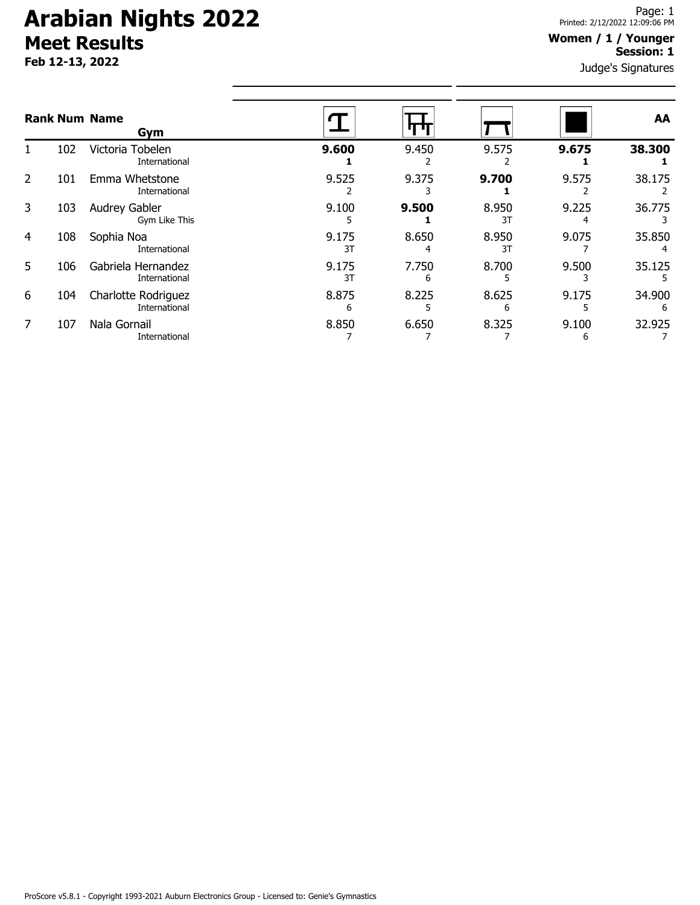# Arabian Nights 2022

## Meet Results

**Feb 12-13, 2022**

Printed: 2/12/2022 12:09:06 PM

**Women / 1 / Younger**
**Session: 1**

Judge's Signatures

| Rank | Num | Name / Gym | Vault | Bars | Beam | Floor | AA |
|---|---|---|---|---|---|---|---|
| 1 | 102 | Victoria Tobelen<br>International | **9.600**<br>**1** | 9.450<br>2 | 9.575<br>2 | **9.675**<br>**1** | **38.300**<br>**1** |
| 2 | 101 | Emma Whetstone<br>International | 9.525<br>2 | 9.375<br>3 | **9.700**<br>**1** | 9.575<br>2 | 38.175<br>2 |
| 3 | 103 | Audrey Gabler<br>Gym Like This | 9.100<br>5 | **9.500**<br>**1** | 8.950<br>3T | 9.225<br>4 | 36.775<br>3 |
| 4 | 108 | Sophia Noa<br>International | 9.175<br>3T | 8.650<br>4 | 8.950<br>3T | 9.075<br>7 | 35.850<br>4 |
| 5 | 106 | Gabriela Hernandez<br>International | 9.175<br>3T | 7.750<br>6 | 8.700<br>5 | 9.500<br>3 | 35.125<br>5 |
| 6 | 104 | Charlotte Rodriguez<br>International | 8.875<br>6 | 8.225<br>5 | 8.625<br>6 | 9.175<br>5 | 34.900<br>6 |
| 7 | 107 | Nala Gornail<br>International | 8.850<br>7 | 6.650<br>7 | 8.325<br>7 | 9.100<br>6 | 32.925<br>7 |

ProScore v5.8.1 - Copyright 1993-2021 Auburn Electronics Group - Licensed to: Genie's Gymnastics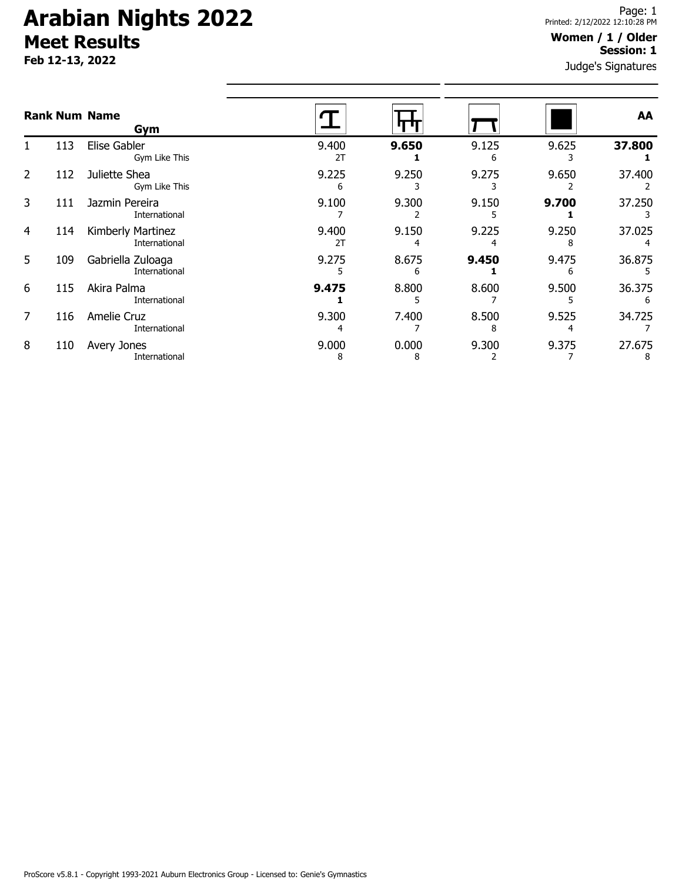# Arabian Nights 2022

## Meet Results

**Feb 12-13, 2022**

**Women / 1 / Older**
**Session: 1**

Judge's Signatures

| Rank | Num | Name / Gym | Vault | Bars | Beam | Floor | AA |
|---|---|---|---|---|---|---|---|
| 1 | 113 | Elise Gabler<br>Gym Like This | 9.400<br>2T | **9.650**<br>**1** | 9.125<br>6 | 9.625<br>3 | **37.800**<br>**1** |
| 2 | 112 | Juliette Shea<br>Gym Like This | 9.225<br>6 | 9.250<br>3 | 9.275<br>3 | 9.650<br>2 | 37.400<br>2 |
| 3 | 111 | Jazmin Pereira<br>International | 9.100<br>7 | 9.300<br>2 | 9.150<br>5 | **9.700**<br>**1** | 37.250<br>3 |
| 4 | 114 | Kimberly Martinez<br>International | 9.400<br>2T | 9.150<br>4 | 9.225<br>4 | 9.250<br>8 | 37.025<br>4 |
| 5 | 109 | Gabriella Zuloaga<br>International | 9.275<br>5 | 8.675<br>6 | **9.450**<br>**1** | 9.475<br>6 | 36.875<br>5 |
| 6 | 115 | Akira Palma<br>International | **9.475**<br>**1** | 8.800<br>5 | 8.600<br>7 | 9.500<br>5 | 36.375<br>6 |
| 7 | 116 | Amelie Cruz<br>International | 9.300<br>4 | 7.400<br>7 | 8.500<br>8 | 9.525<br>4 | 34.725<br>7 |
| 8 | 110 | Avery Jones<br>International | 9.000<br>8 | 0.000<br>8 | 9.300<br>2 | 9.375<br>7 | 27.675<br>8 |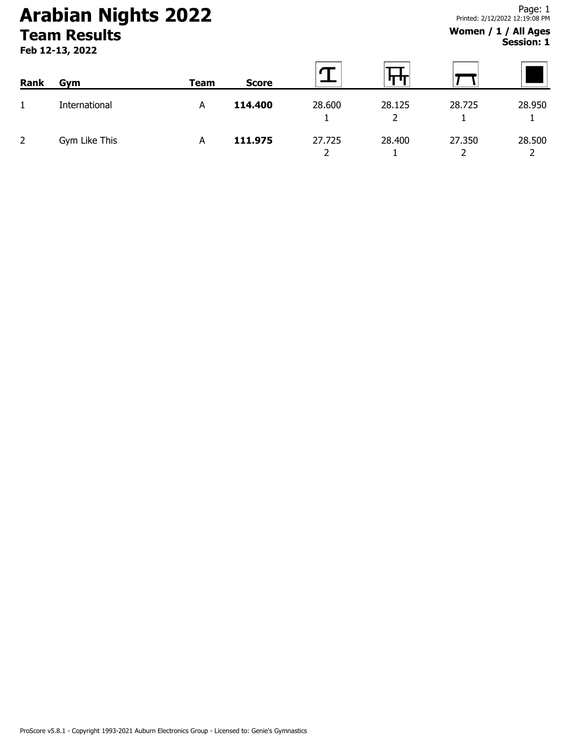# Arabian Nights 2022

## Team Results

**Feb 12-13, 2022**

**Women / 1 / All Ages**
**Session: 1**

| Rank | Gym | Team | Score | Vault | Bars | Beam | Floor |
|---|---|---|---|---|---|---|---|
| 1 | International | A | **114.400** | 28.600<br>1 | 28.125<br>2 | 28.725<br>1 | 28.950<br>1 |
| 2 | Gym Like This | A | **111.975** | 27.725<br>2 | 28.400<br>1 | 27.350<br>2 | 28.500<br>2 |

ProScore v5.8.1 - Copyright 1993-2021 Auburn Electronics Group - Licensed to: Genie's Gymnastics